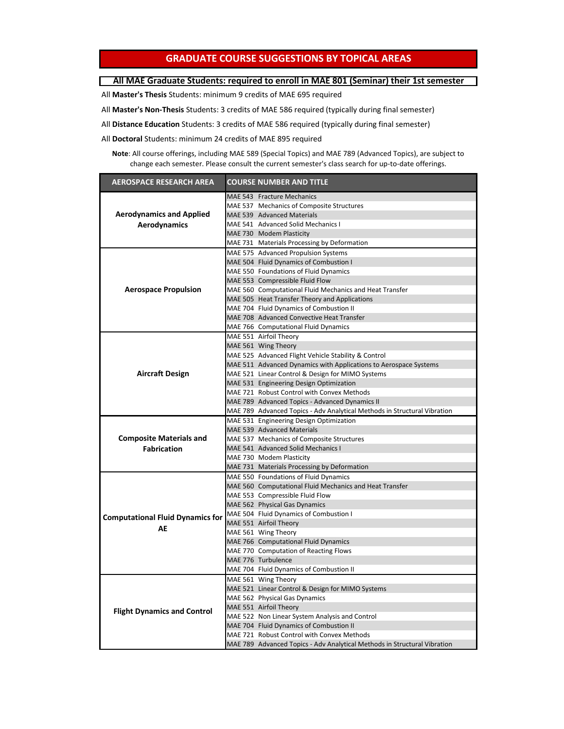# GRADUATE COURSE SUGGESTIONS BY TOPICAL AREAS

**All MAE Graduate Students: required to enroll in MAE 801 (Seminar) their 1st semester**

All **Master's Thesis** Students: minimum 9 credits of MAE 695 required

All **Master's Non-Thesis** Students: 3 credits of MAE 586 required (typically during final semester)

All **Distance Education** Students: 3 credits of MAE 586 required (typically during final semester)

All **Doctoral** Students: minimum 24 credits of MAE 895 required

**Note**: All course offerings, including MAE 589 (Special Topics) and MAE 789 (Advanced Topics), are subject to change each semester. Please consult the current semester's class search for up-to-date offerings.

| AEROSPACE RESEARCH AREA | COURSE NUMBER AND TITLE |
|---|---|
| **Aerodynamics and Applied Aerodynamics** | MAE 543 Fracture Mechanics |
| | MAE 537 Mechanics of Composite Structures |
| | MAE 539 Advanced Materials |
| | MAE 541 Advanced Solid Mechanics I |
| | MAE 730 Modem Plasticity |
| | MAE 731 Materials Processing by Deformation |
| **Aerospace Propulsion** | MAE 575 Advanced Propulsion Systems |
| | MAE 504 Fluid Dynamics of Combustion I |
| | MAE 550 Foundations of Fluid Dynamics |
| | MAE 553 Compressible Fluid Flow |
| | MAE 560 Computational Fluid Mechanics and Heat Transfer |
| | MAE 505 Heat Transfer Theory and Applications |
| | MAE 704 Fluid Dynamics of Combustion II |
| | MAE 708 Advanced Convective Heat Transfer |
| | MAE 766 Computational Fluid Dynamics |
| **Aircraft Design** | MAE 551 Airfoil Theory |
| | MAE 561 Wing Theory |
| | MAE 525 Advanced Flight Vehicle Stability & Control |
| | MAE 511 Advanced Dynamics with Applications to Aerospace Systems |
| | MAE 521 Linear Control & Design for MIMO Systems |
| | MAE 531 Engineering Design Optimization |
| | MAE 721 Robust Control with Convex Methods |
| | MAE 789 Advanced Topics - Advanced Dynamics II |
| | MAE 789 Advanced Topics - Adv Analytical Methods in Structural Vibration |
| **Composite Materials and Fabrication** | MAE 531 Engineering Design Optimization |
| | MAE 539 Advanced Materials |
| | MAE 537 Mechanics of Composite Structures |
| | MAE 541 Advanced Solid Mechanics I |
| | MAE 730 Modem Plasticity |
| | MAE 731 Materials Processing by Deformation |
| **Computational Fluid Dynamics for AE** | MAE 550 Foundations of Fluid Dynamics |
| | MAE 560 Computational Fluid Mechanics and Heat Transfer |
| | MAE 553 Compressible Fluid Flow |
| | MAE 562 Physical Gas Dynamics |
| | MAE 504 Fluid Dynamics of Combustion I |
| | MAE 551 Airfoil Theory |
| | MAE 561 Wing Theory |
| | MAE 766 Computational Fluid Dynamics |
| | MAE 770 Computation of Reacting Flows |
| | MAE 776 Turbulence |
| | MAE 704 Fluid Dynamics of Combustion II |
| **Flight Dynamics and Control** | MAE 561 Wing Theory |
| | MAE 521 Linear Control & Design for MIMO Systems |
| | MAE 562 Physical Gas Dynamics |
| | MAE 551 Airfoil Theory |
| | MAE 522 Non Linear System Analysis and Control |
| | MAE 704 Fluid Dynamics of Combustion II |
| | MAE 721 Robust Control with Convex Methods |
| | MAE 789 Advanced Topics - Adv Analytical Methods in Structural Vibration |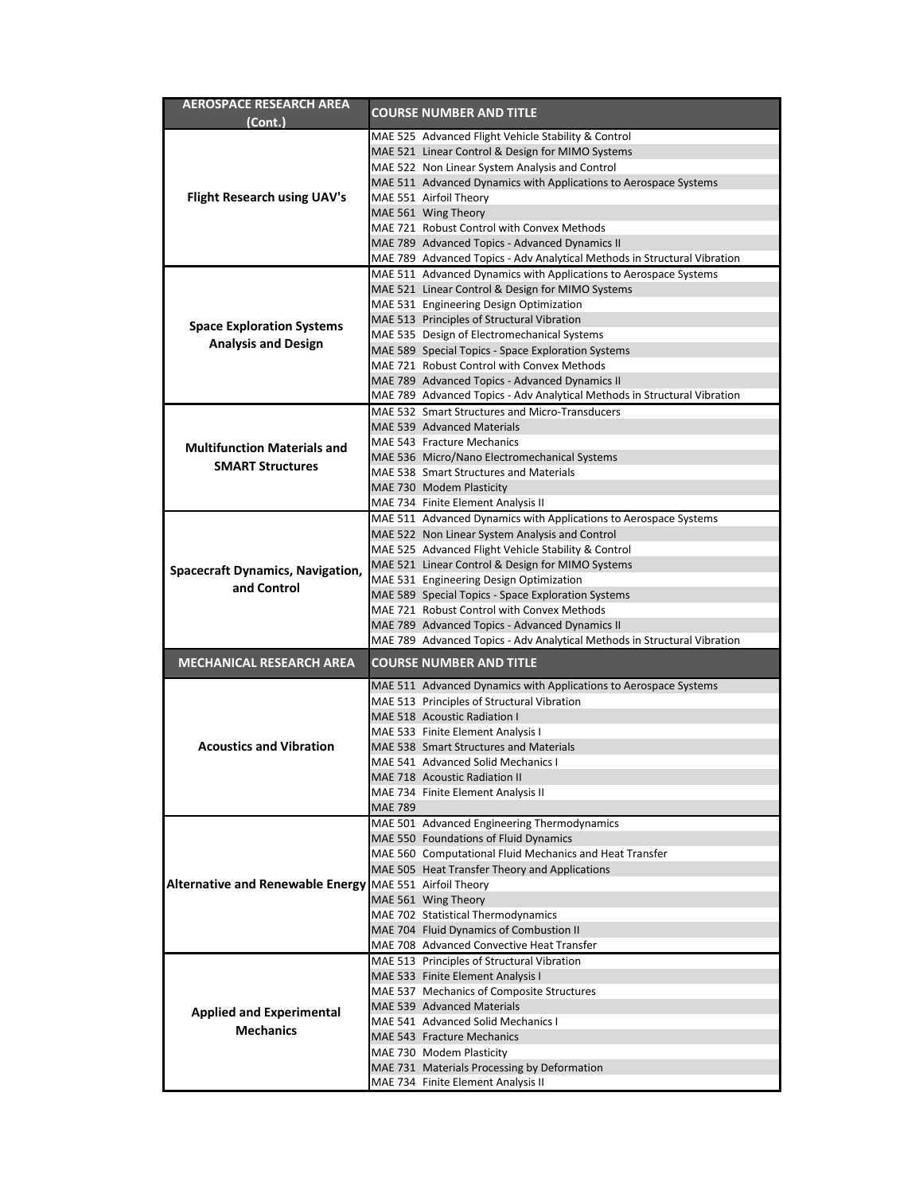| AEROSPACE RESEARCH AREA (Cont.) | COURSE NUMBER AND TITLE |
|---|---|
| Flight Research using UAV's | MAE 525 Advanced Flight Vehicle Stability & Control |
| | MAE 521 Linear Control & Design for MIMO Systems |
| | MAE 522 Non Linear System Analysis and Control |
| | MAE 511 Advanced Dynamics with Applications to Aerospace Systems |
| | MAE 551 Airfoil Theory |
| | MAE 561 Wing Theory |
| | MAE 721 Robust Control with Convex Methods |
| | MAE 789 Advanced Topics - Advanced Dynamics II |
| | MAE 789 Advanced Topics - Adv Analytical Methods in Structural Vibration |
| Space Exploration Systems Analysis and Design | MAE 511 Advanced Dynamics with Applications to Aerospace Systems |
| | MAE 521 Linear Control & Design for MIMO Systems |
| | MAE 531 Engineering Design Optimization |
| | MAE 513 Principles of Structural Vibration |
| | MAE 535 Design of Electromechanical Systems |
| | MAE 589 Special Topics - Space Exploration Systems |
| | MAE 721 Robust Control with Convex Methods |
| | MAE 789 Advanced Topics - Advanced Dynamics II |
| | MAE 789 Advanced Topics - Adv Analytical Methods in Structural Vibration |
| Multifunction Materials and SMART Structures | MAE 532 Smart Structures and Micro-Transducers |
| | MAE 539 Advanced Materials |
| | MAE 543 Fracture Mechanics |
| | MAE 536 Micro/Nano Electromechanical Systems |
| | MAE 538 Smart Structures and Materials |
| | MAE 730 Modem Plasticity |
| | MAE 734 Finite Element Analysis II |
| Spacecraft Dynamics, Navigation, and Control | MAE 511 Advanced Dynamics with Applications to Aerospace Systems |
| | MAE 522 Non Linear System Analysis and Control |
| | MAE 525 Advanced Flight Vehicle Stability & Control |
| | MAE 521 Linear Control & Design for MIMO Systems |
| | MAE 531 Engineering Design Optimization |
| | MAE 589 Special Topics - Space Exploration Systems |
| | MAE 721 Robust Control with Convex Methods |
| | MAE 789 Advanced Topics - Advanced Dynamics II |
| | MAE 789 Advanced Topics - Adv Analytical Methods in Structural Vibration |

| MECHANICAL RESEARCH AREA | COURSE NUMBER AND TITLE |
|---|---|
| Acoustics and Vibration | MAE 511 Advanced Dynamics with Applications to Aerospace Systems |
| | MAE 513 Principles of Structural Vibration |
| | MAE 518 Acoustic Radiation I |
| | MAE 533 Finite Element Analysis I |
| | MAE 538 Smart Structures and Materials |
| | MAE 541 Advanced Solid Mechanics I |
| | MAE 718 Acoustic Radiation II |
| | MAE 734 Finite Element Analysis II |
| | MAE 789 |
| Alternative and Renewable Energy | MAE 501 Advanced Engineering Thermodynamics |
| | MAE 550 Foundations of Fluid Dynamics |
| | MAE 560 Computational Fluid Mechanics and Heat Transfer |
| | MAE 505 Heat Transfer Theory and Applications |
| | MAE 551 Airfoil Theory |
| | MAE 561 Wing Theory |
| | MAE 702 Statistical Thermodynamics |
| | MAE 704 Fluid Dynamics of Combustion II |
| | MAE 708 Advanced Convective Heat Transfer |
| Applied and Experimental Mechanics | MAE 513 Principles of Structural Vibration |
| | MAE 533 Finite Element Analysis I |
| | MAE 537 Mechanics of Composite Structures |
| | MAE 539 Advanced Materials |
| | MAE 541 Advanced Solid Mechanics I |
| | MAE 543 Fracture Mechanics |
| | MAE 730 Modem Plasticity |
| | MAE 731 Materials Processing by Deformation |
| | MAE 734 Finite Element Analysis II |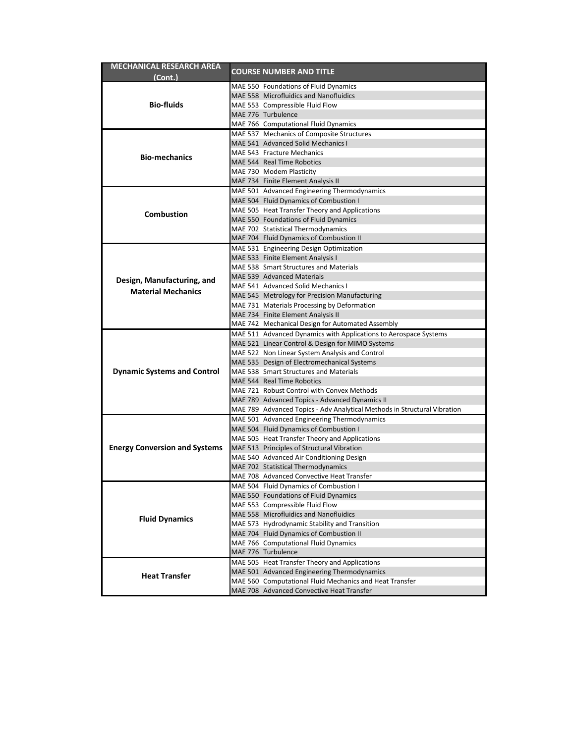| MECHANICAL RESEARCH AREA (Cont.) | COURSE NUMBER AND TITLE |
|---|---|
| **Bio-fluids** | MAE 550 Foundations of Fluid Dynamics |
| | MAE 558 Microfluidics and Nanofluidics |
| | MAE 553 Compressible Fluid Flow |
| | MAE 776 Turbulence |
| | MAE 766 Computational Fluid Dynamics |
| **Bio-mechanics** | MAE 537 Mechanics of Composite Structures |
| | MAE 541 Advanced Solid Mechanics I |
| | MAE 543 Fracture Mechanics |
| | MAE 544 Real Time Robotics |
| | MAE 730 Modem Plasticity |
| | MAE 734 Finite Element Analysis II |
| **Combustion** | MAE 501 Advanced Engineering Thermodynamics |
| | MAE 504 Fluid Dynamics of Combustion I |
| | MAE 505 Heat Transfer Theory and Applications |
| | MAE 550 Foundations of Fluid Dynamics |
| | MAE 702 Statistical Thermodynamics |
| | MAE 704 Fluid Dynamics of Combustion II |
| **Design, Manufacturing, and Material Mechanics** | MAE 531 Engineering Design Optimization |
| | MAE 533 Finite Element Analysis I |
| | MAE 538 Smart Structures and Materials |
| | MAE 539 Advanced Materials |
| | MAE 541 Advanced Solid Mechanics I |
| | MAE 545 Metrology for Precision Manufacturing |
| | MAE 731 Materials Processing by Deformation |
| | MAE 734 Finite Element Analysis II |
| | MAE 742 Mechanical Design for Automated Assembly |
| **Dynamic Systems and Control** | MAE 511 Advanced Dynamics with Applications to Aerospace Systems |
| | MAE 521 Linear Control & Design for MIMO Systems |
| | MAE 522 Non Linear System Analysis and Control |
| | MAE 535 Design of Electromechanical Systems |
| | MAE 538 Smart Structures and Materials |
| | MAE 544 Real Time Robotics |
| | MAE 721 Robust Control with Convex Methods |
| | MAE 789 Advanced Topics - Advanced Dynamics II |
| | MAE 789 Advanced Topics - Adv Analytical Methods in Structural Vibration |
| **Energy Conversion and Systems** | MAE 501 Advanced Engineering Thermodynamics |
| | MAE 504 Fluid Dynamics of Combustion I |
| | MAE 505 Heat Transfer Theory and Applications |
| | MAE 513 Principles of Structural Vibration |
| | MAE 540 Advanced Air Conditioning Design |
| | MAE 702 Statistical Thermodynamics |
| | MAE 708 Advanced Convective Heat Transfer |
| **Fluid Dynamics** | MAE 504 Fluid Dynamics of Combustion I |
| | MAE 550 Foundations of Fluid Dynamics |
| | MAE 553 Compressible Fluid Flow |
| | MAE 558 Microfluidics and Nanofluidics |
| | MAE 573 Hydrodynamic Stability and Transition |
| | MAE 704 Fluid Dynamics of Combustion II |
| | MAE 766 Computational Fluid Dynamics |
| | MAE 776 Turbulence |
| **Heat Transfer** | MAE 505 Heat Transfer Theory and Applications |
| | MAE 501 Advanced Engineering Thermodynamics |
| | MAE 560 Computational Fluid Mechanics and Heat Transfer |
| | MAE 708 Advanced Convective Heat Transfer |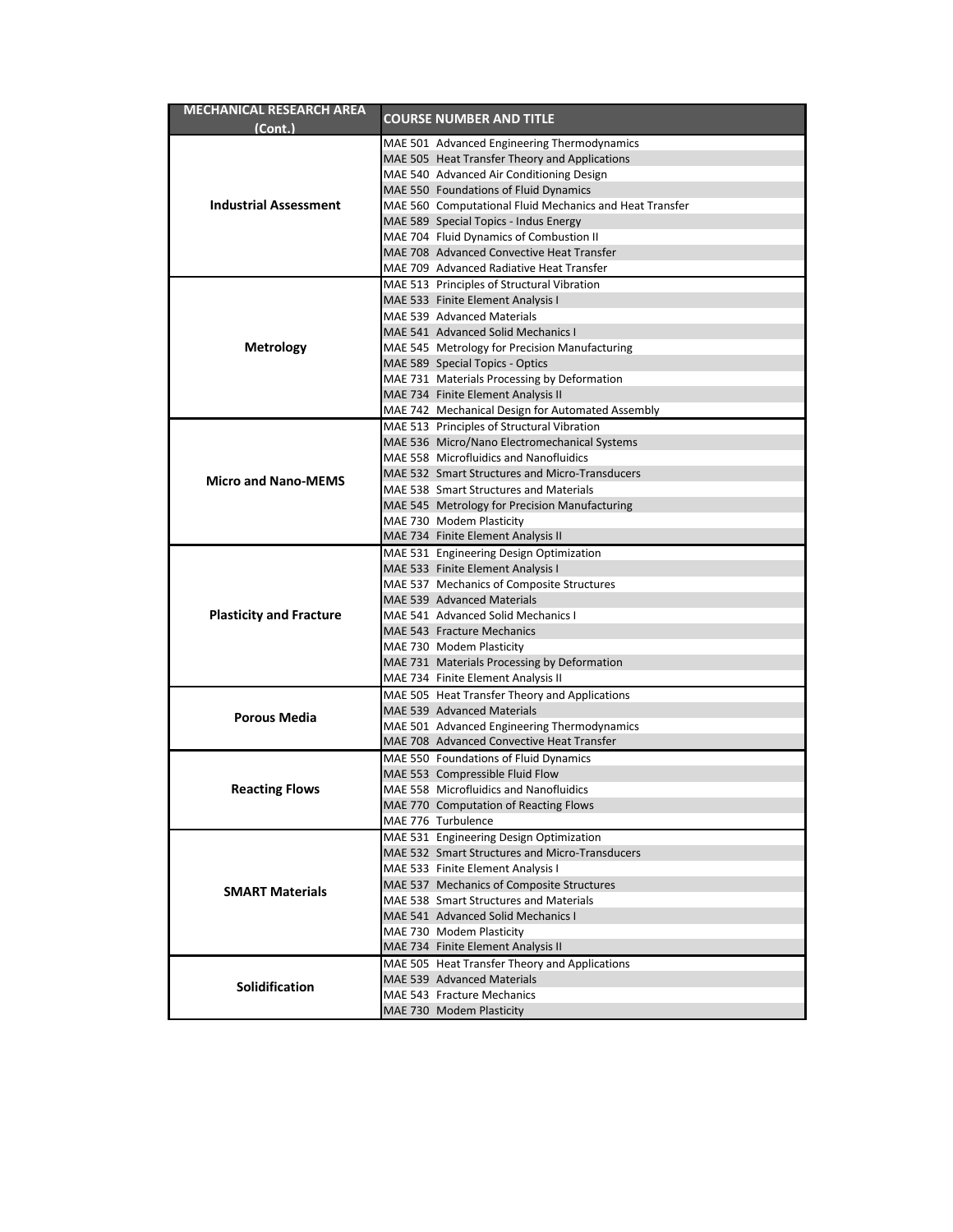| MECHANICAL RESEARCH AREA (Cont.) | COURSE NUMBER AND TITLE |
|---|---|
| **Industrial Assessment** | MAE 501 Advanced Engineering Thermodynamics |
| | MAE 505 Heat Transfer Theory and Applications |
| | MAE 540 Advanced Air Conditioning Design |
| | MAE 550 Foundations of Fluid Dynamics |
| | MAE 560 Computational Fluid Mechanics and Heat Transfer |
| | MAE 589 Special Topics - Indus Energy |
| | MAE 704 Fluid Dynamics of Combustion II |
| | MAE 708 Advanced Convective Heat Transfer |
| | MAE 709 Advanced Radiative Heat Transfer |
| **Metrology** | MAE 513 Principles of Structural Vibration |
| | MAE 533 Finite Element Analysis I |
| | MAE 539 Advanced Materials |
| | MAE 541 Advanced Solid Mechanics I |
| | MAE 545 Metrology for Precision Manufacturing |
| | MAE 589 Special Topics - Optics |
| | MAE 731 Materials Processing by Deformation |
| | MAE 734 Finite Element Analysis II |
| | MAE 742 Mechanical Design for Automated Assembly |
| **Micro and Nano-MEMS** | MAE 513 Principles of Structural Vibration |
| | MAE 536 Micro/Nano Electromechanical Systems |
| | MAE 558 Microfluidics and Nanofluidics |
| | MAE 532 Smart Structures and Micro-Transducers |
| | MAE 538 Smart Structures and Materials |
| | MAE 545 Metrology for Precision Manufacturing |
| | MAE 730 Modem Plasticity |
| | MAE 734 Finite Element Analysis II |
| **Plasticity and Fracture** | MAE 531 Engineering Design Optimization |
| | MAE 533 Finite Element Analysis I |
| | MAE 537 Mechanics of Composite Structures |
| | MAE 539 Advanced Materials |
| | MAE 541 Advanced Solid Mechanics I |
| | MAE 543 Fracture Mechanics |
| | MAE 730 Modem Plasticity |
| | MAE 731 Materials Processing by Deformation |
| | MAE 734 Finite Element Analysis II |
| **Porous Media** | MAE 505 Heat Transfer Theory and Applications |
| | MAE 539 Advanced Materials |
| | MAE 501 Advanced Engineering Thermodynamics |
| | MAE 708 Advanced Convective Heat Transfer |
| **Reacting Flows** | MAE 550 Foundations of Fluid Dynamics |
| | MAE 553 Compressible Fluid Flow |
| | MAE 558 Microfluidics and Nanofluidics |
| | MAE 770 Computation of Reacting Flows |
| | MAE 776 Turbulence |
| **SMART Materials** | MAE 531 Engineering Design Optimization |
| | MAE 532 Smart Structures and Micro-Transducers |
| | MAE 533 Finite Element Analysis I |
| | MAE 537 Mechanics of Composite Structures |
| | MAE 538 Smart Structures and Materials |
| | MAE 541 Advanced Solid Mechanics I |
| | MAE 730 Modem Plasticity |
| | MAE 734 Finite Element Analysis II |
| **Solidification** | MAE 505 Heat Transfer Theory and Applications |
| | MAE 539 Advanced Materials |
| | MAE 543 Fracture Mechanics |
| | MAE 730 Modem Plasticity |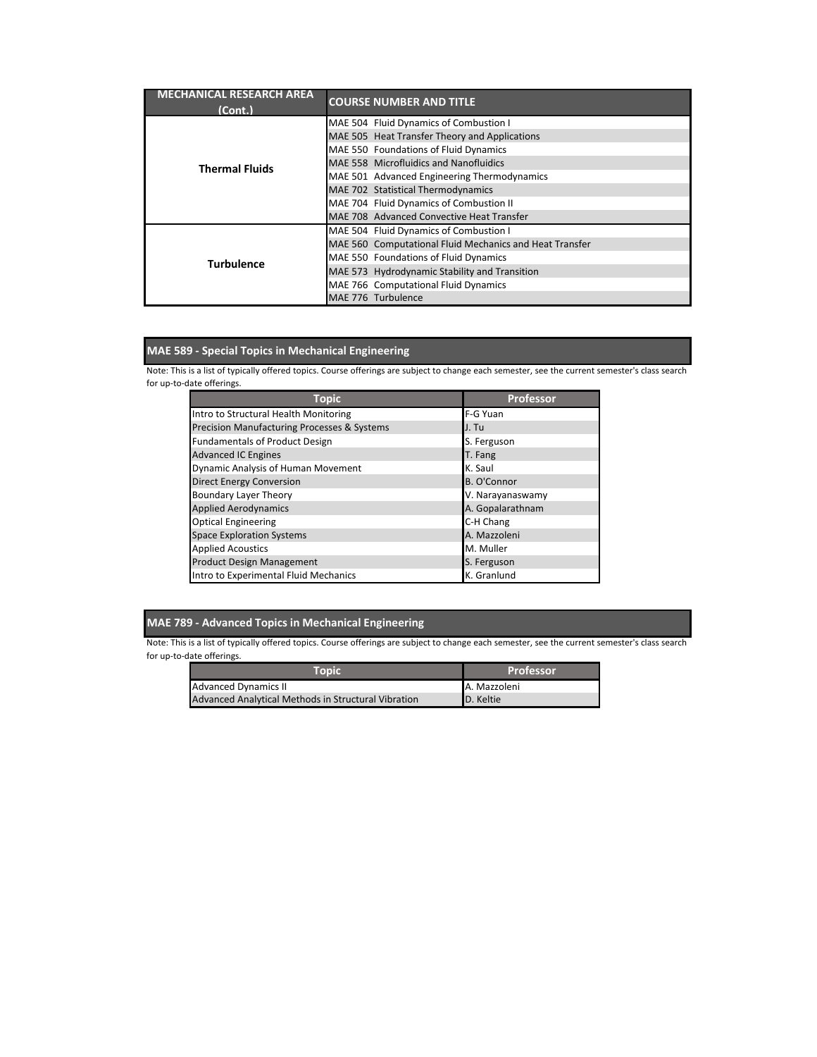| MECHANICAL RESEARCH AREA (Cont.) | COURSE NUMBER AND TITLE |
|---|---|
| Thermal Fluids | MAE 504 Fluid Dynamics of Combustion I |
| | MAE 505 Heat Transfer Theory and Applications |
| | MAE 550 Foundations of Fluid Dynamics |
| | MAE 558 Microfluidics and Nanofluidics |
| | MAE 501 Advanced Engineering Thermodynamics |
| | MAE 702 Statistical Thermodynamics |
| | MAE 704 Fluid Dynamics of Combustion II |
| | MAE 708 Advanced Convective Heat Transfer |
| Turbulence | MAE 504 Fluid Dynamics of Combustion I |
| | MAE 560 Computational Fluid Mechanics and Heat Transfer |
| | MAE 550 Foundations of Fluid Dynamics |
| | MAE 573 Hydrodynamic Stability and Transition |
| | MAE 766 Computational Fluid Dynamics |
| | MAE 776 Turbulence |

## MAE 589 - Special Topics in Mechanical Engineering

Note: This is a list of typically offered topics. Course offerings are subject to change each semester, see the current semester's class search for up-to-date offerings.

| Topic | Professor |
|---|---|
| Intro to Structural Health Monitoring | F-G Yuan |
| Precision Manufacturing Processes & Systems | J. Tu |
| Fundamentals of Product Design | S. Ferguson |
| Advanced IC Engines | T. Fang |
| Dynamic Analysis of Human Movement | K. Saul |
| Direct Energy Conversion | B. O'Connor |
| Boundary Layer Theory | V. Narayanaswamy |
| Applied Aerodynamics | A. Gopalarathnam |
| Optical Engineering | C-H Chang |
| Space Exploration Systems | A. Mazzoleni |
| Applied Acoustics | M. Muller |
| Product Design Management | S. Ferguson |
| Intro to Experimental Fluid Mechanics | K. Granlund |

## MAE 789 - Advanced Topics in Mechanical Engineering

Note: This is a list of typically offered topics. Course offerings are subject to change each semester, see the current semester's class search for up-to-date offerings.

| Topic | Professor |
|---|---|
| Advanced Dynamics II | A. Mazzoleni |
| Advanced Analytical Methods in Structural Vibration | D. Keltie |